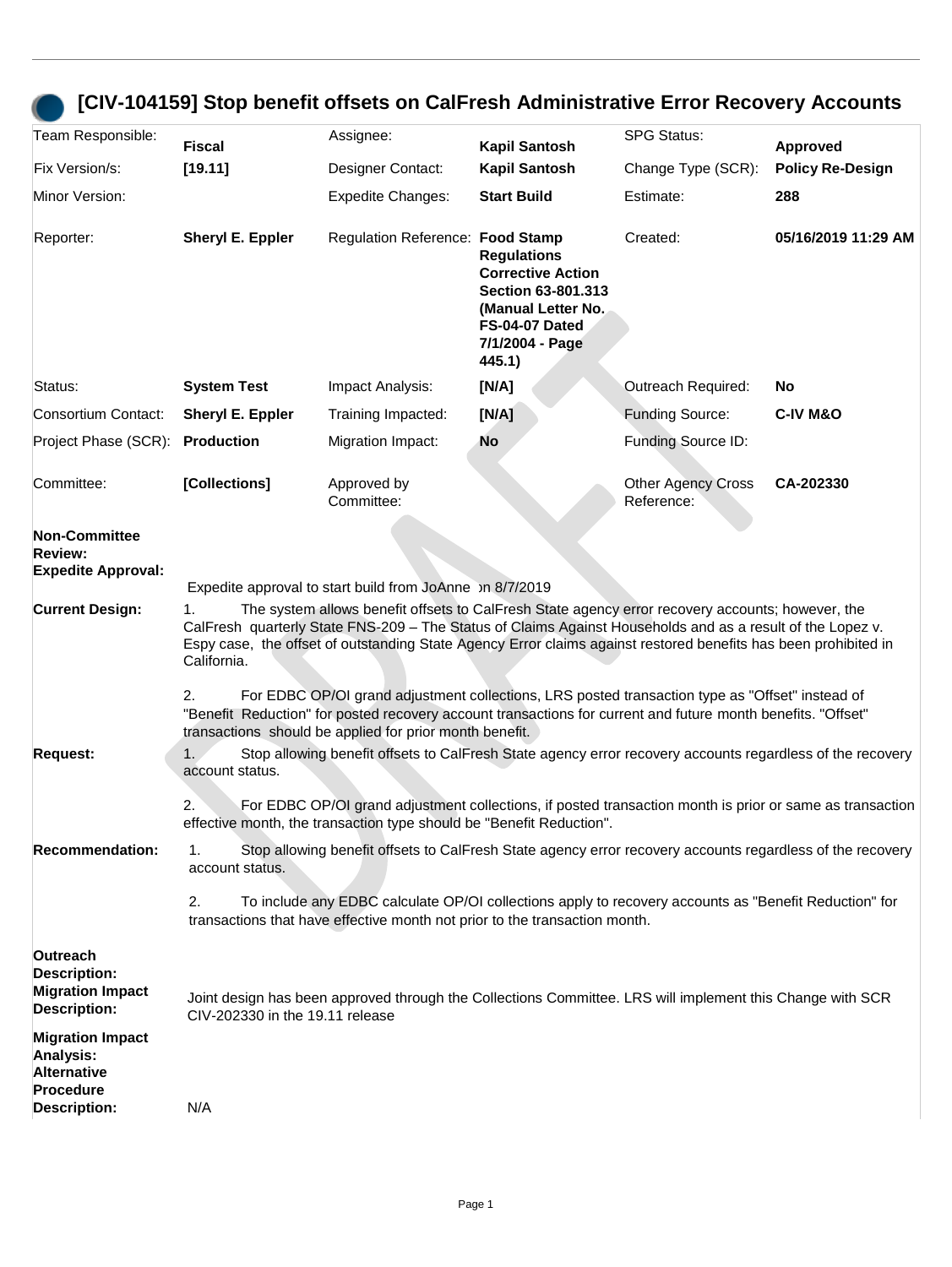# [CIV-104159] Stop benefit offsets on CalFresh Administrative Error Recovery Accounts

| | | | | | |
|---|---|---|---|---|---|
| Team Responsible: | **Fiscal** | Assignee: | **Kapil Santosh** | SPG Status: | **Approved** |
| Fix Version/s: | **[19.11]** | Designer Contact: | **Kapil Santosh** | Change Type (SCR): | **Policy Re-Design** |
| Minor Version: | | Expedite Changes: | **Start Build** | Estimate: | **288** |
| Reporter: | **Sheryl E. Eppler** | Regulation Reference: | **Food Stamp Regulations Corrective Action Section 63-801.313 (Manual Letter No. FS-04-07 Dated 7/1/2004 - Page 445.1)** | Created: | **05/16/2019 11:29 AM** |
| Status: | **System Test** | Impact Analysis: | **[N/A]** | Outreach Required: | **No** |
| Consortium Contact: | **Sheryl E. Eppler** | Training Impacted: | **[N/A]** | Funding Source: | **C-IV M&O** |
| Project Phase (SCR): | **Production** | Migration Impact: | **No** | Funding Source ID: | |
| Committee: | **[Collections]** | Approved by Committee: | | Other Agency Cross Reference: | **CA-202330** |

**Non-Committee Review:**

**Expedite Approval:** Expedite approval to start build from JoAnne on 8/7/2019

**Current Design:**

1. The system allows benefit offsets to CalFresh State agency error recovery accounts; however, the CalFresh quarterly State FNS-209 – The Status of Claims Against Households and as a result of the Lopez v. Espy case, the offset of outstanding State Agency Error claims against restored benefits has been prohibited in California.

2. For EDBC OP/OI grand adjustment collections, LRS posted transaction type as "Offset" instead of "Benefit Reduction" for posted recovery account transactions for current and future month benefits. "Offset" transactions should be applied for prior month benefit.

**Request:**

1. Stop allowing benefit offsets to CalFresh State agency error recovery accounts regardless of the recovery account status.

2. For EDBC OP/OI grand adjustment collections, if posted transaction month is prior or same as transaction effective month, the transaction type should be "Benefit Reduction".

**Recommendation:**

1. Stop allowing benefit offsets to CalFresh State agency error recovery accounts regardless of the recovery account status.

2. To include any EDBC calculate OP/OI collections apply to recovery accounts as "Benefit Reduction" for transactions that have effective month not prior to the transaction month.

**Outreach Description:**

**Migration Impact Description:** Joint design has been approved through the Collections Committee. LRS will implement this Change with SCR CIV-202330 in the 19.11 release

**Migration Impact Analysis:**

**Alternative Procedure Description:** N/A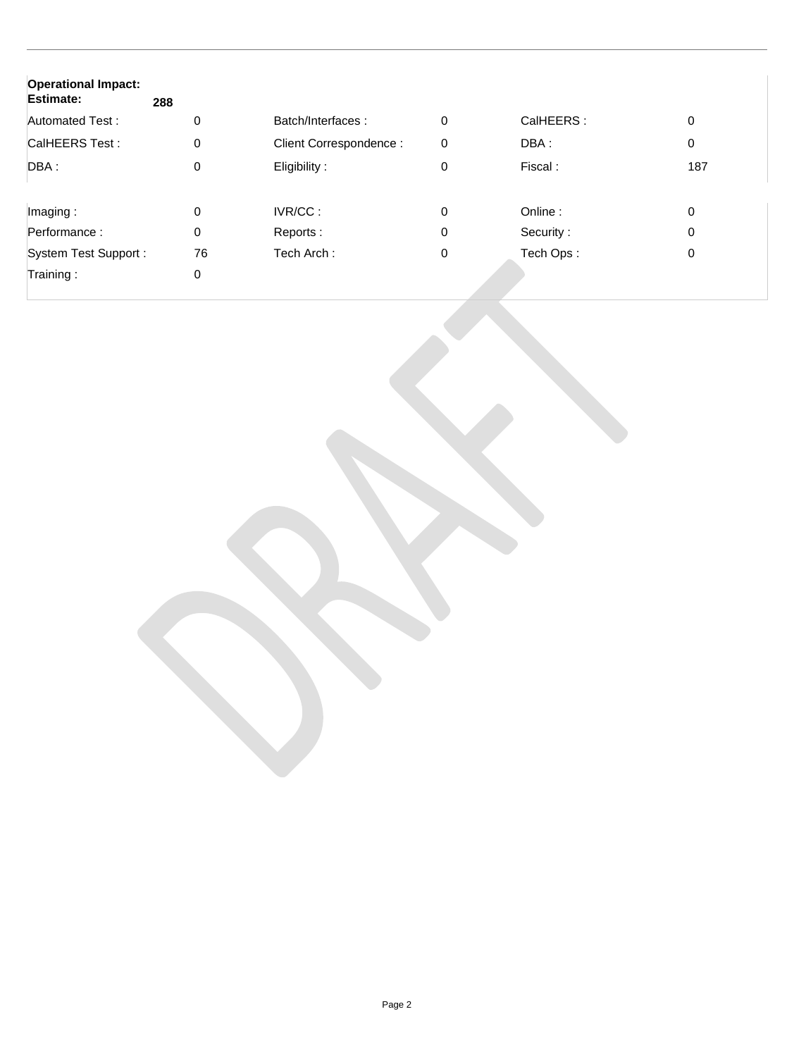**Operational Impact:**
**Estimate:** **288**

| | | | | | |
|---|---|---|---|---|---|
| Automated Test : | 0 | Batch/Interfaces : | 0 | CalHEERS : | 0 |
| CalHEERS Test : | 0 | Client Correspondence : | 0 | DBA : | 0 |
| DBA : | 0 | Eligibility : | 0 | Fiscal : | 187 |
| Imaging : | 0 | IVR/CC : | 0 | Online : | 0 |
| Performance : | 0 | Reports : | 0 | Security : | 0 |
| System Test Support : | 76 | Tech Arch : | 0 | Tech Ops : | 0 |
| Training : | 0 | | | | |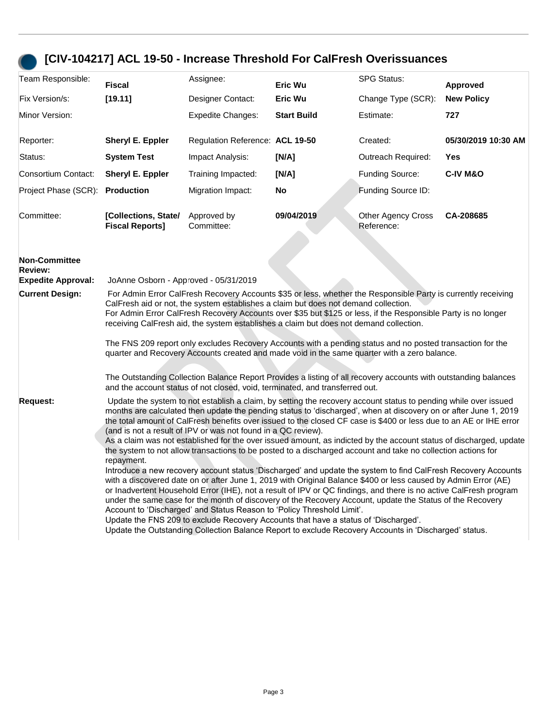## [CIV-104217] ACL 19-50 - Increase Threshold For CalFresh Overissuances

| | | | | | |
|---|---|---|---|---|---|
| Team Responsible: | **Fiscal** | Assignee: | **Eric Wu** | SPG Status: | **Approved** |
| Fix Version/s: | **[19.11]** | Designer Contact: | **Eric Wu** | Change Type (SCR): | **New Policy** |
| Minor Version: | | Expedite Changes: | **Start Build** | Estimate: | **727** |
| Reporter: | **Sheryl E. Eppler** | Regulation Reference: | **ACL 19-50** | Created: | **05/30/2019 10:30 AM** |
| Status: | **System Test** | Impact Analysis: | **[N/A]** | Outreach Required: | **Yes** |
| Consortium Contact: | **Sheryl E. Eppler** | Training Impacted: | **[N/A]** | Funding Source: | **C-IV M&O** |
| Project Phase (SCR): | **Production** | Migration Impact: | **No** | Funding Source ID: | |
| Committee: | **[Collections, State/ Fiscal Reports]** | Approved by Committee: | **09/04/2019** | Other Agency Cross Reference: | **CA-208685** |

**Non-Committee Review:**

**Expedite Approval:** JoAnne Osborn - Approved - 05/31/2019

**Current Design:** For Admin Error CalFresh Recovery Accounts $35 or less, whether the Responsible Party is currently receiving CalFresh aid or not, the system establishes a claim but does not demand collection.
For Admin Error CalFresh Recovery Accounts over $35 but $125 or less, if the Responsible Party is no longer receiving CalFresh aid, the system establishes a claim but does not demand collection.

The FNS 209 report only excludes Recovery Accounts with a pending status and no posted transaction for the quarter and Recovery Accounts created and made void in the same quarter with a zero balance.

The Outstanding Collection Balance Report Provides a listing of all recovery accounts with outstanding balances and the account status of not closed, void, terminated, and transferred out.

**Request:** Update the system to not establish a claim, by setting the recovery account status to pending while over issued months are calculated then update the pending status to 'discharged', when at discovery on or after June 1, 2019 the total amount of CalFresh benefits over issued to the closed CF case is $400 or less due to an AE or IHE error (and is not a result of IPV or was not found in a QC review).
As a claim was not established for the over issued amount, as indicted by the account status of discharged, update the system to not allow transactions to be posted to a discharged account and take no collection actions for repayment.
Introduce a new recovery account status 'Discharged' and update the system to find CalFresh Recovery Accounts with a discovered date on or after June 1, 2019 with Original Balance $400 or less caused by Admin Error (AE) or Inadvertent Household Error (IHE), not a result of IPV or QC findings, and there is no active CalFresh program under the same case for the month of discovery of the Recovery Account, update the Status of the Recovery Account to 'Discharged' and Status Reason to 'Policy Threshold Limit'.
Update the FNS 209 to exclude Recovery Accounts that have a status of 'Discharged'.
Update the Outstanding Collection Balance Report to exclude Recovery Accounts in 'Discharged' status.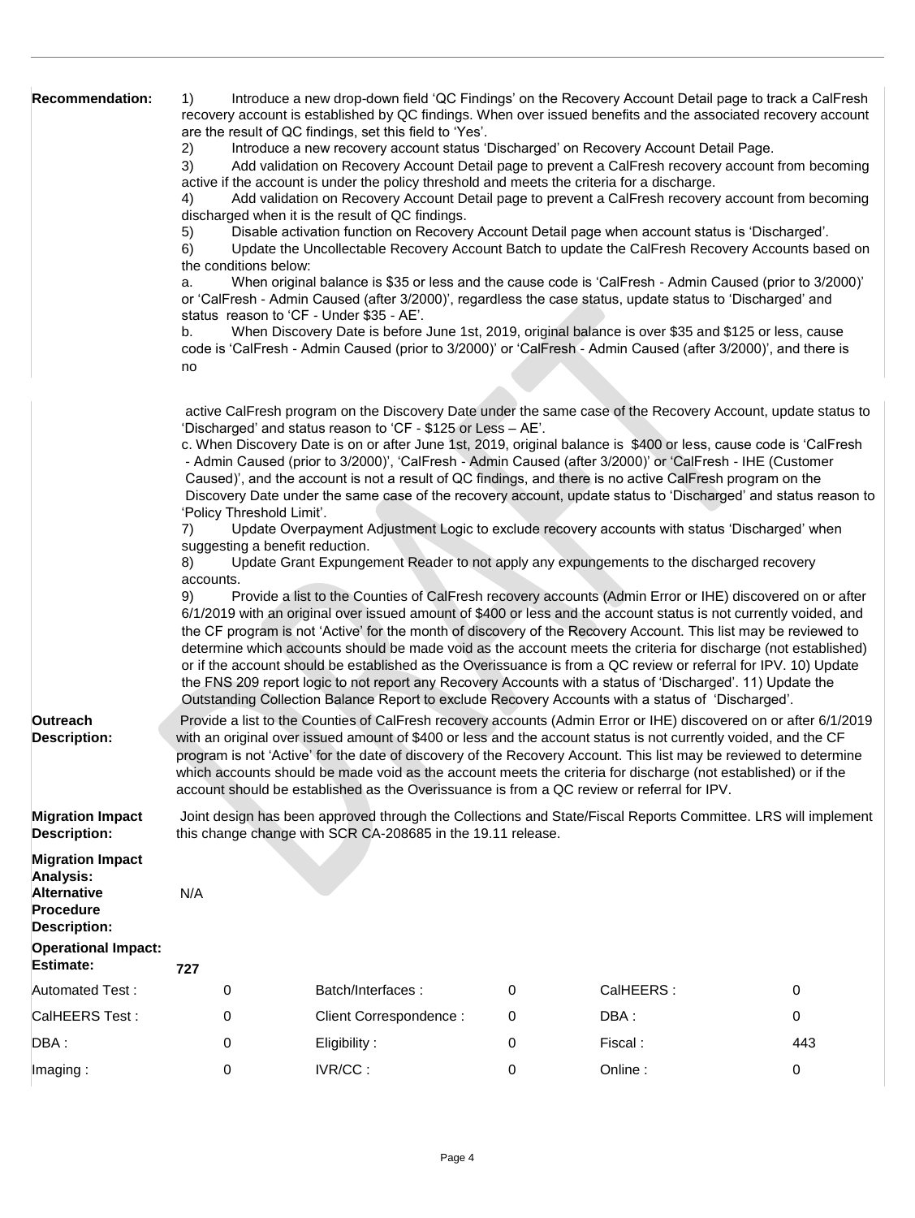**Recommendation:**

1) Introduce a new drop-down field 'QC Findings' on the Recovery Account Detail page to track a CalFresh recovery account is established by QC findings. When over issued benefits and the associated recovery account are the result of QC findings, set this field to 'Yes'.

2) Introduce a new recovery account status 'Discharged' on Recovery Account Detail Page.

3) Add validation on Recovery Account Detail page to prevent a CalFresh recovery account from becoming active if the account is under the policy threshold and meets the criteria for a discharge.

4) Add validation on Recovery Account Detail page to prevent a CalFresh recovery account from becoming discharged when it is the result of QC findings.

5) Disable activation function on Recovery Account Detail page when account status is 'Discharged'.

6) Update the Uncollectable Recovery Account Batch to update the CalFresh Recovery Accounts based on the conditions below:

a. When original balance is $35 or less and the cause code is 'CalFresh - Admin Caused (prior to 3/2000)' or 'CalFresh - Admin Caused (after 3/2000)', regardless the case status, update status to 'Discharged' and status reason to 'CF - Under $35 - AE'.

b. When Discovery Date is before June 1st, 2019, original balance is over $35 and $125 or less, cause code is 'CalFresh - Admin Caused (prior to 3/2000)' or 'CalFresh - Admin Caused (after 3/2000)', and there is no active CalFresh program on the Discovery Date under the same case of the Recovery Account, update status to 'Discharged' and status reason to 'CF - $125 or Less – AE'.

c. When Discovery Date is on or after June 1st, 2019, original balance is $400 or less, cause code is 'CalFresh - Admin Caused (prior to 3/2000)', 'CalFresh - Admin Caused (after 3/2000)' or 'CalFresh - IHE (Customer Caused)', and the account is not a result of QC findings, and there is no active CalFresh program on the Discovery Date under the same case of the recovery account, update status to 'Discharged' and status reason to 'Policy Threshold Limit'.

7) Update Overpayment Adjustment Logic to exclude recovery accounts with status 'Discharged' when suggesting a benefit reduction.

8) Update Grant Expungement Reader to not apply any expungements to the discharged recovery accounts.

9) Provide a list to the Counties of CalFresh recovery accounts (Admin Error or IHE) discovered on or after 6/1/2019 with an original over issued amount of $400 or less and the account status is not currently voided, and the CF program is not 'Active' for the month of discovery of the Recovery Account. This list may be reviewed to determine which accounts should be made void as the account meets the criteria for discharge (not established) or if the account should be established as the Overissuance is from a QC review or referral for IPV. 10) Update the FNS 209 report logic to not report any Recovery Accounts with a status of 'Discharged'. 11) Update the Outstanding Collection Balance Report to exclude Recovery Accounts with a status of 'Discharged'.

**Outreach Description:**

Provide a list to the Counties of CalFresh recovery accounts (Admin Error or IHE) discovered on or after 6/1/2019 with an original over issued amount of $400 or less and the account status is not currently voided, and the CF program is not 'Active' for the date of discovery of the Recovery Account. This list may be reviewed to determine which accounts should be made void as the account meets the criteria for discharge (not established) or if the account should be established as the Overissuance is from a QC review or referral for IPV.

**Migration Impact Description:**

Joint design has been approved through the Collections and State/Fiscal Reports Committee. LRS will implement this change change with SCR CA-208685 in the 19.11 release.

**Migration Impact Analysis:**

**Alternative Procedure Description:**

N/A

**Operational Impact:**

**Estimate:** 727

| | | | | | |
|---|---|---|---|---|---|
| Automated Test : | 0 | Batch/Interfaces : | 0 | CalHEERS : | 0 |
| CalHEERS Test : | 0 | Client Correspondence : | 0 | DBA : | 0 |
| DBA : | 0 | Eligibility : | 0 | Fiscal : | 443 |
| Imaging : | 0 | IVR/CC : | 0 | Online : | 0 |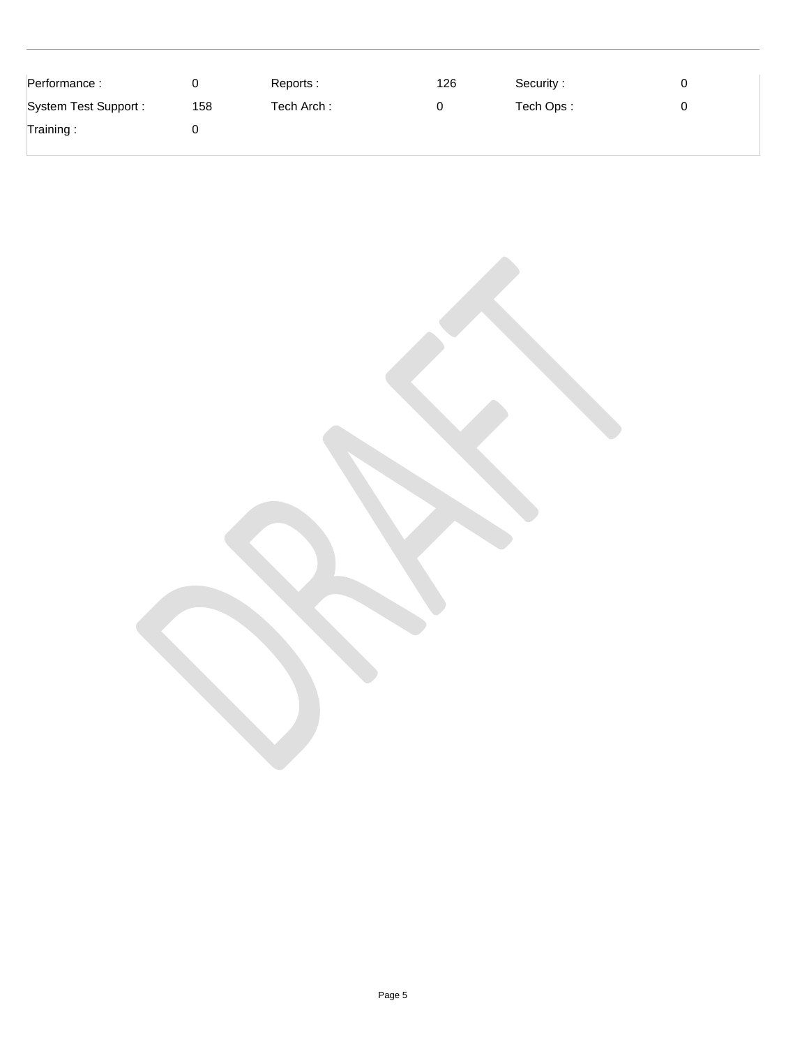| | | | | | |
|---|---|---|---|---|---|
| Performance : | 0 | Reports : | 126 | Security : | 0 |
| System Test Support : | 158 | Tech Arch : | 0 | Tech Ops : | 0 |
| Training : | 0 | | | | |

DRAFT